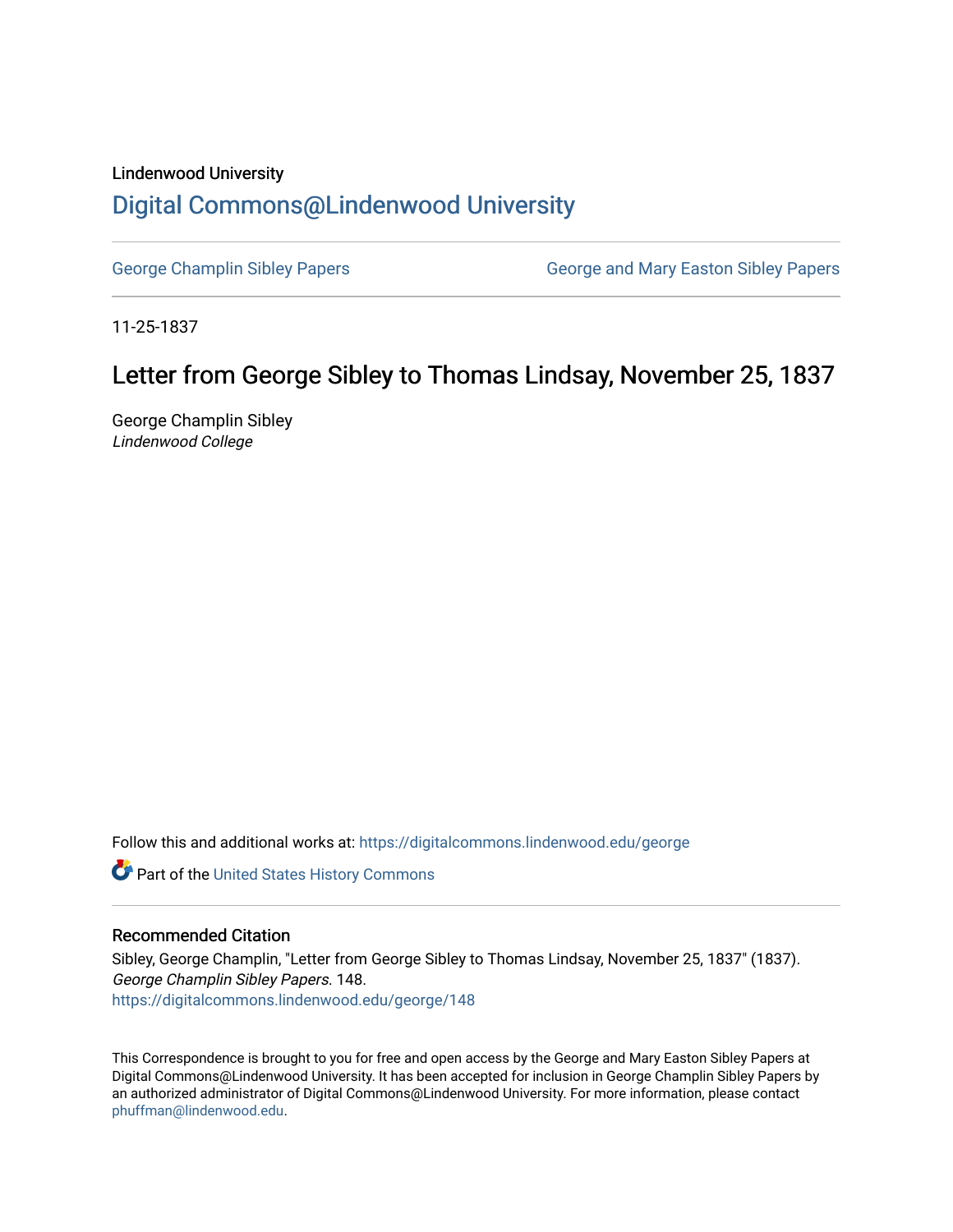Lindenwood University

# Digital Commons@Lindenwood University

George Champlin Sibley Papers

George and Mary Easton Sibley Papers

11-25-1837

## Letter from George Sibley to Thomas Lindsay, November 25, 1837

George Champlin Sibley

*Lindenwood College*

Follow this and additional works at: https://digitalcommons.lindenwood.edu/george

Part of the United States History Commons

### Recommended Citation

Sibley, George Champlin, "Letter from George Sibley to Thomas Lindsay, November 25, 1837" (1837). *George Champlin Sibley Papers*. 148.
https://digitalcommons.lindenwood.edu/george/148

This Correspondence is brought to you for free and open access by the George and Mary Easton Sibley Papers at Digital Commons@Lindenwood University. It has been accepted for inclusion in George Champlin Sibley Papers by an authorized administrator of Digital Commons@Lindenwood University. For more information, please contact phuffman@lindenwood.edu.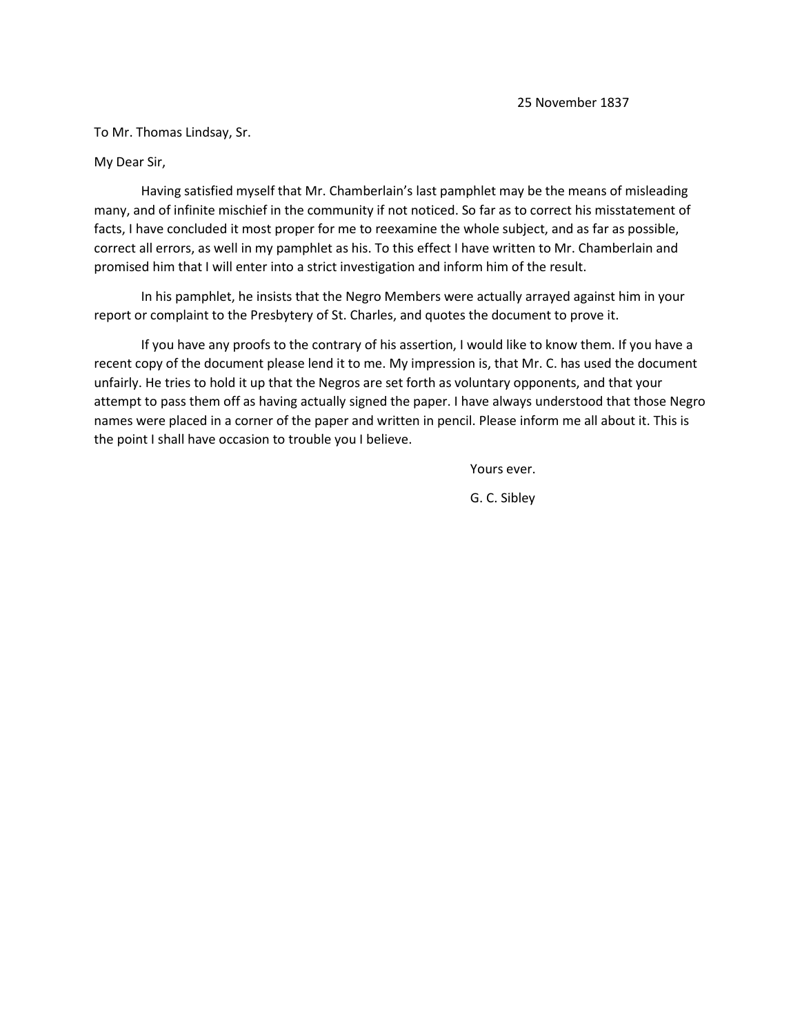25 November 1837

To Mr. Thomas Lindsay, Sr.

My Dear Sir,

Having satisfied myself that Mr. Chamberlain's last pamphlet may be the means of misleading many, and of infinite mischief in the community if not noticed. So far as to correct his misstatement of facts, I have concluded it most proper for me to reexamine the whole subject, and as far as possible, correct all errors, as well in my pamphlet as his. To this effect I have written to Mr. Chamberlain and promised him that I will enter into a strict investigation and inform him of the result.

In his pamphlet, he insists that the Negro Members were actually arrayed against him in your report or complaint to the Presbytery of St. Charles, and quotes the document to prove it.

If you have any proofs to the contrary of his assertion, I would like to know them. If you have a recent copy of the document please lend it to me. My impression is, that Mr. C. has used the document unfairly. He tries to hold it up that the Negros are set forth as voluntary opponents, and that your attempt to pass them off as having actually signed the paper. I have always understood that those Negro names were placed in a corner of the paper and written in pencil. Please inform me all about it. This is the point I shall have occasion to trouble you I believe.

Yours ever.

G. C. Sibley